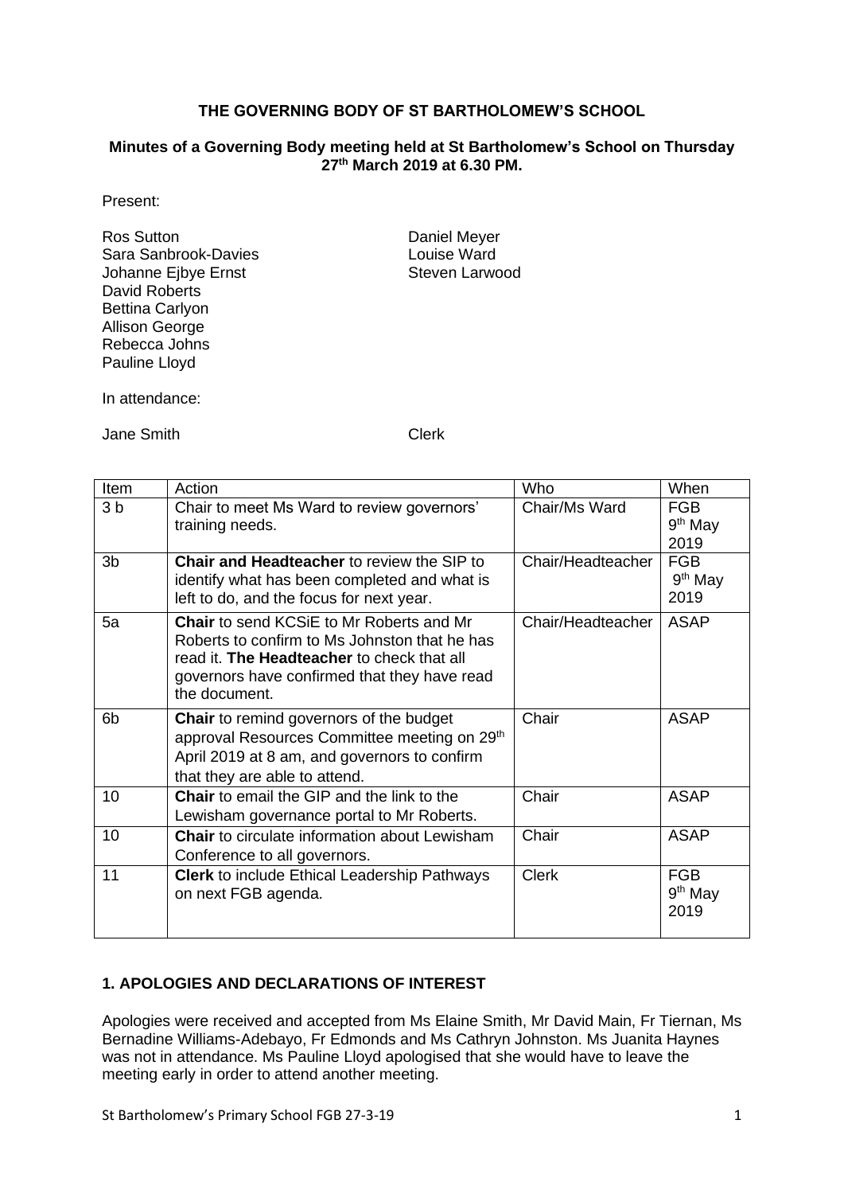**THE GOVERNING BODY OF ST BARTHOLOMEW'S SCHOOL**

**Minutes of a Governing Body meeting held at St Bartholomew's School on Thursday 27th March 2019 at 6.30 PM.**

Present:

Ros Sutton
Sara Sanbrook-Davies
Johanne Ejbye Ernst
David Roberts
Bettina Carlyon
Allison George
Rebecca Johns
Pauline Lloyd
Daniel Meyer
Louise Ward
Steven Larwood

In attendance:

Jane Smith — Clerk

| Item | Action | Who | When |
| --- | --- | --- | --- |
| 3 b | Chair to meet Ms Ward to review governors' training needs. | Chair/Ms Ward | FGB 9th May 2019 |
| 3b | **Chair and Headteacher** to review the SIP to identify what has been completed and what is left to do, and the focus for next year. | Chair/Headteacher | FGB 9th May 2019 |
| 5a | **Chair** to send KCSiE to Mr Roberts and Mr Roberts to confirm to Ms Johnston that he has read it. **The Headteacher** to check that all governors have confirmed that they have read the document. | Chair/Headteacher | ASAP |
| 6b | **Chair** to remind governors of the budget approval Resources Committee meeting on 29th April 2019 at 8 am, and governors to confirm that they are able to attend. | Chair | ASAP |
| 10 | **Chair** to email the GIP and the link to the Lewisham governance portal to Mr Roberts. | Chair | ASAP |
| 10 | **Chair** to circulate information about Lewisham Conference to all governors. | Chair | ASAP |
| 11 | **Clerk** to include Ethical Leadership Pathways on next FGB agenda. | Clerk | FGB 9th May 2019 |

## 1. APOLOGIES AND DECLARATIONS OF INTEREST

Apologies were received and accepted from Ms Elaine Smith, Mr David Main, Fr Tiernan, Ms Bernadine Williams-Adebayo, Fr Edmonds and Ms Cathryn Johnston. Ms Juanita Haynes was not in attendance. Ms Pauline Lloyd apologised that she would have to leave the meeting early in order to attend another meeting.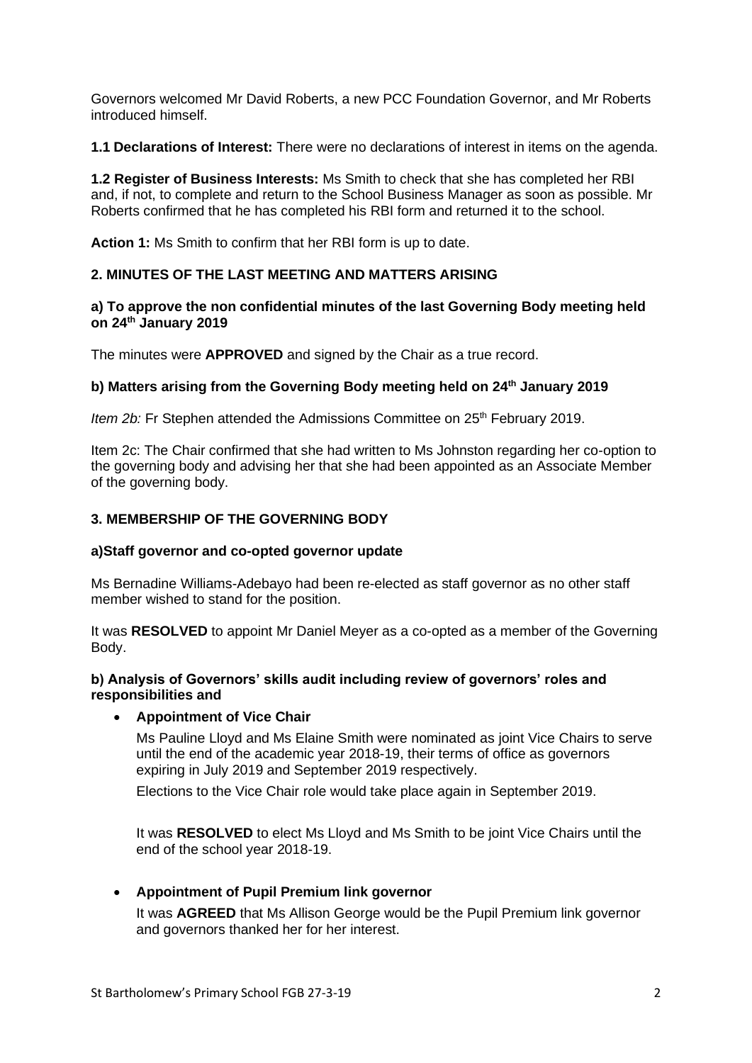Governors welcomed Mr David Roberts, a new PCC Foundation Governor, and Mr Roberts introduced himself.

**1.1 Declarations of Interest:** There were no declarations of interest in items on the agenda.

**1.2 Register of Business Interests:** Ms Smith to check that she has completed her RBI and, if not, to complete and return to the School Business Manager as soon as possible. Mr Roberts confirmed that he has completed his RBI form and returned it to the school.

**Action 1:** Ms Smith to confirm that her RBI form is up to date.

## 2. MINUTES OF THE LAST MEETING AND MATTERS ARISING

### a) To approve the non confidential minutes of the last Governing Body meeting held on 24th January 2019

The minutes were **APPROVED** and signed by the Chair as a true record.

### b) Matters arising from the Governing Body meeting held on 24th January 2019

*Item 2b:* Fr Stephen attended the Admissions Committee on 25th February 2019.

Item 2c: The Chair confirmed that she had written to Ms Johnston regarding her co-option to the governing body and advising her that she had been appointed as an Associate Member of the governing body.

## 3. MEMBERSHIP OF THE GOVERNING BODY

### a)Staff governor and co-opted governor update

Ms Bernadine Williams-Adebayo had been re-elected as staff governor as no other staff member wished to stand for the position.

It was **RESOLVED** to appoint Mr Daniel Meyer as a co-opted as a member of the Governing Body.

### b) Analysis of Governors' skills audit including review of governors' roles and responsibilities and

- **Appointment of Vice Chair**

  Ms Pauline Lloyd and Ms Elaine Smith were nominated as joint Vice Chairs to serve until the end of the academic year 2018-19, their terms of office as governors expiring in July 2019 and September 2019 respectively.

  Elections to the Vice Chair role would take place again in September 2019.

  It was **RESOLVED** to elect Ms Lloyd and Ms Smith to be joint Vice Chairs until the end of the school year 2018-19.

- **Appointment of Pupil Premium link governor**

  It was **AGREED** that Ms Allison George would be the Pupil Premium link governor and governors thanked her for her interest.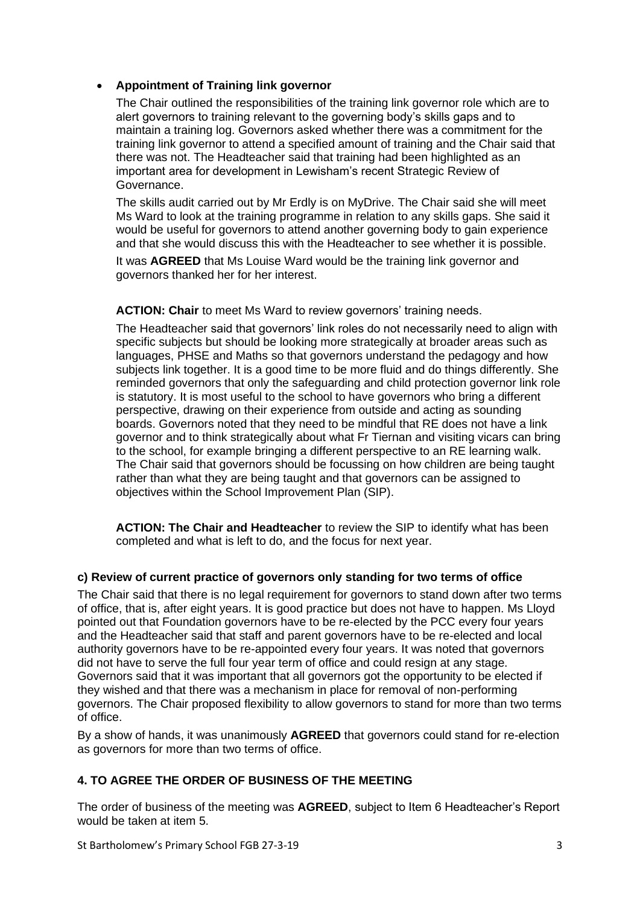- **Appointment of Training link governor**

  The Chair outlined the responsibilities of the training link governor role which are to alert governors to training relevant to the governing body's skills gaps and to maintain a training log. Governors asked whether there was a commitment for the training link governor to attend a specified amount of training and the Chair said that there was not. The Headteacher said that training had been highlighted as an important area for development in Lewisham's recent Strategic Review of Governance.

  The skills audit carried out by Mr Erdly is on MyDrive. The Chair said she will meet Ms Ward to look at the training programme in relation to any skills gaps. She said it would be useful for governors to attend another governing body to gain experience and that she would discuss this with the Headteacher to see whether it is possible.

  It was **AGREED** that Ms Louise Ward would be the training link governor and governors thanked her for her interest.

  **ACTION: Chair** to meet Ms Ward to review governors' training needs.

  The Headteacher said that governors' link roles do not necessarily need to align with specific subjects but should be looking more strategically at broader areas such as languages, PHSE and Maths so that governors understand the pedagogy and how subjects link together. It is a good time to be more fluid and do things differently. She reminded governors that only the safeguarding and child protection governor link role is statutory. It is most useful to the school to have governors who bring a different perspective, drawing on their experience from outside and acting as sounding boards. Governors noted that they need to be mindful that RE does not have a link governor and to think strategically about what Fr Tiernan and visiting vicars can bring to the school, for example bringing a different perspective to an RE learning walk. The Chair said that governors should be focussing on how children are being taught rather than what they are being taught and that governors can be assigned to objectives within the School Improvement Plan (SIP).

  **ACTION: The Chair and Headteacher** to review the SIP to identify what has been completed and what is left to do, and the focus for next year.

### c) Review of current practice of governors only standing for two terms of office

The Chair said that there is no legal requirement for governors to stand down after two terms of office, that is, after eight years. It is good practice but does not have to happen. Ms Lloyd pointed out that Foundation governors have to be re-elected by the PCC every four years and the Headteacher said that staff and parent governors have to be re-elected and local authority governors have to be re-appointed every four years. It was noted that governors did not have to serve the full four year term of office and could resign at any stage. Governors said that it was important that all governors got the opportunity to be elected if they wished and that there was a mechanism in place for removal of non-performing governors. The Chair proposed flexibility to allow governors to stand for more than two terms of office.

By a show of hands, it was unanimously **AGREED** that governors could stand for re-election as governors for more than two terms of office.

## 4. TO AGREE THE ORDER OF BUSINESS OF THE MEETING

The order of business of the meeting was **AGREED**, subject to Item 6 Headteacher's Report would be taken at item 5.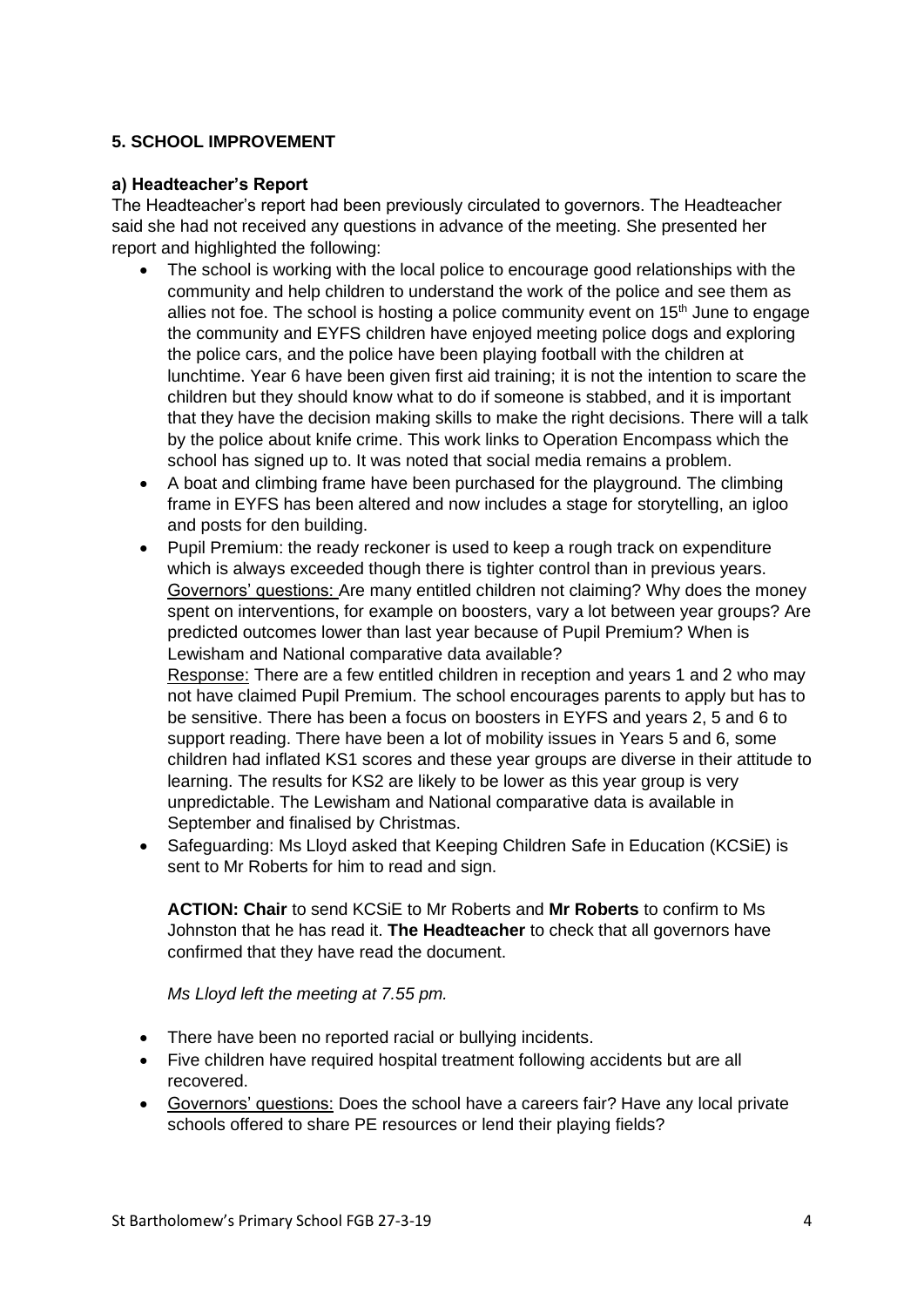**5. SCHOOL IMPROVEMENT**

**a) Headteacher's Report**

The Headteacher's report had been previously circulated to governors. The Headteacher said she had not received any questions in advance of the meeting. She presented her report and highlighted the following:

- The school is working with the local police to encourage good relationships with the community and help children to understand the work of the police and see them as allies not foe. The school is hosting a police community event on 15th June to engage the community and EYFS children have enjoyed meeting police dogs and exploring the police cars, and the police have been playing football with the children at lunchtime. Year 6 have been given first aid training; it is not the intention to scare the children but they should know what to do if someone is stabbed, and it is important that they have the decision making skills to make the right decisions. There will a talk by the police about knife crime. This work links to Operation Encompass which the school has signed up to. It was noted that social media remains a problem.
- A boat and climbing frame have been purchased for the playground. The climbing frame in EYFS has been altered and now includes a stage for storytelling, an igloo and posts for den building.
- Pupil Premium: the ready reckoner is used to keep a rough track on expenditure which is always exceeded though there is tighter control than in previous years. Governors' questions: Are many entitled children not claiming? Why does the money spent on interventions, for example on boosters, vary a lot between year groups? Are predicted outcomes lower than last year because of Pupil Premium? When is Lewisham and National comparative data available?
  Response: There are a few entitled children in reception and years 1 and 2 who may not have claimed Pupil Premium. The school encourages parents to apply but has to be sensitive. There has been a focus on boosters in EYFS and years 2, 5 and 6 to support reading. There have been a lot of mobility issues in Years 5 and 6, some children had inflated KS1 scores and these year groups are diverse in their attitude to learning. The results for KS2 are likely to be lower as this year group is very unpredictable. The Lewisham and National comparative data is available in September and finalised by Christmas.
- Safeguarding: Ms Lloyd asked that Keeping Children Safe in Education (KCSiE) is sent to Mr Roberts for him to read and sign.

  **ACTION: Chair** to send KCSiE to Mr Roberts and **Mr Roberts** to confirm to Ms Johnston that he has read it. **The Headteacher** to check that all governors have confirmed that they have read the document.

  *Ms Lloyd left the meeting at 7.55 pm.*

- There have been no reported racial or bullying incidents.
- Five children have required hospital treatment following accidents but are all recovered.
- Governors' questions: Does the school have a careers fair? Have any local private schools offered to share PE resources or lend their playing fields?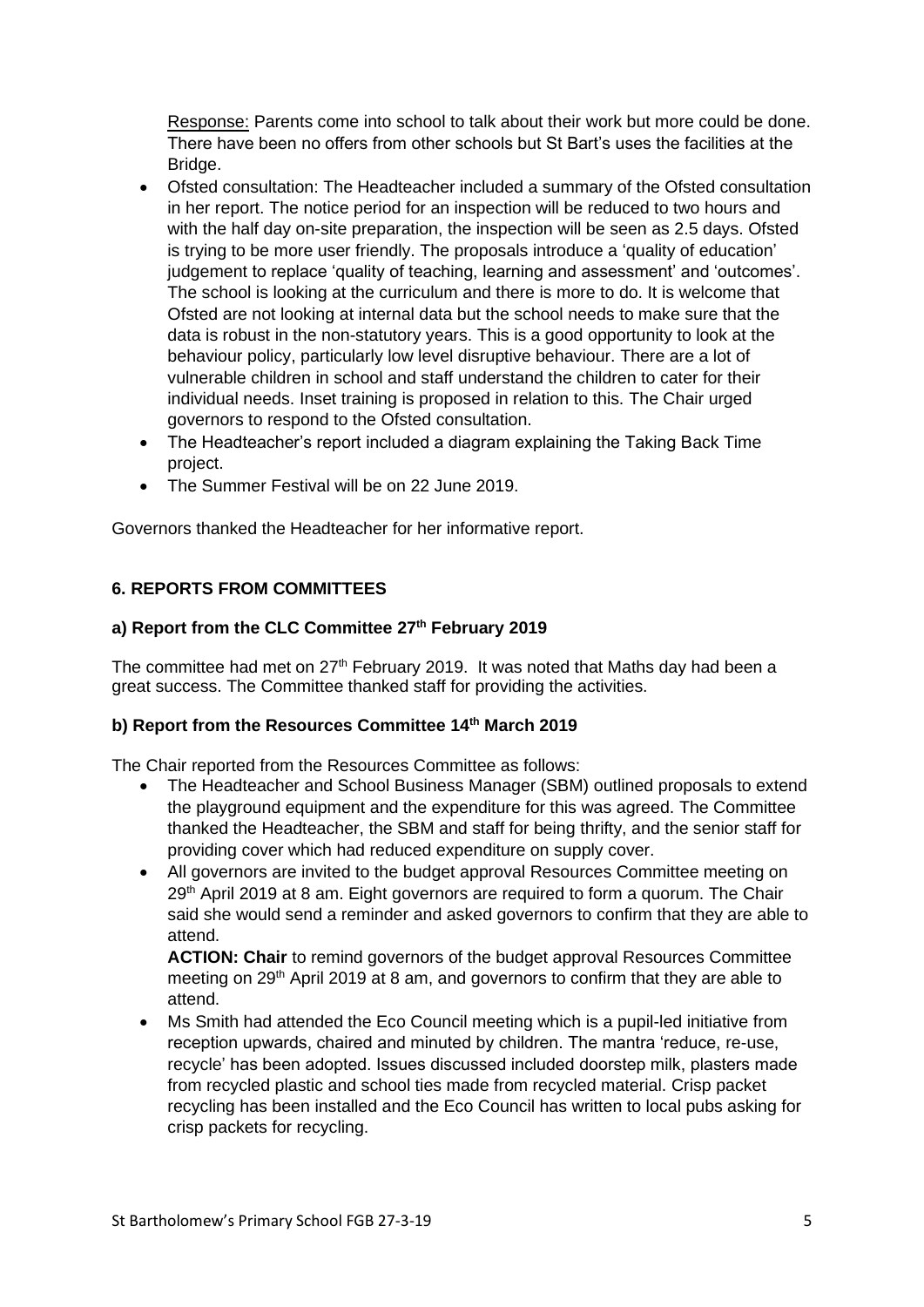Response: Parents come into school to talk about their work but more could be done. There have been no offers from other schools but St Bart's uses the facilities at the Bridge.

- Ofsted consultation: The Headteacher included a summary of the Ofsted consultation in her report. The notice period for an inspection will be reduced to two hours and with the half day on-site preparation, the inspection will be seen as 2.5 days. Ofsted is trying to be more user friendly. The proposals introduce a 'quality of education' judgement to replace 'quality of teaching, learning and assessment' and 'outcomes'. The school is looking at the curriculum and there is more to do. It is welcome that Ofsted are not looking at internal data but the school needs to make sure that the data is robust in the non-statutory years. This is a good opportunity to look at the behaviour policy, particularly low level disruptive behaviour. There are a lot of vulnerable children in school and staff understand the children to cater for their individual needs. Inset training is proposed in relation to this. The Chair urged governors to respond to the Ofsted consultation.
- The Headteacher's report included a diagram explaining the Taking Back Time project.
- The Summer Festival will be on 22 June 2019.

Governors thanked the Headteacher for her informative report.

## 6. REPORTS FROM COMMITTEES

### a) Report from the CLC Committee 27th February 2019

The committee had met on 27th February 2019. It was noted that Maths day had been a great success. The Committee thanked staff for providing the activities.

### b) Report from the Resources Committee 14th March 2019

The Chair reported from the Resources Committee as follows:

- The Headteacher and School Business Manager (SBM) outlined proposals to extend the playground equipment and the expenditure for this was agreed. The Committee thanked the Headteacher, the SBM and staff for being thrifty, and the senior staff for providing cover which had reduced expenditure on supply cover.
- All governors are invited to the budget approval Resources Committee meeting on 29th April 2019 at 8 am. Eight governors are required to form a quorum. The Chair said she would send a reminder and asked governors to confirm that they are able to attend.

  **ACTION: Chair** to remind governors of the budget approval Resources Committee meeting on 29th April 2019 at 8 am, and governors to confirm that they are able to attend.
- Ms Smith had attended the Eco Council meeting which is a pupil-led initiative from reception upwards, chaired and minuted by children. The mantra 'reduce, re-use, recycle' has been adopted. Issues discussed included doorstep milk, plasters made from recycled plastic and school ties made from recycled material. Crisp packet recycling has been installed and the Eco Council has written to local pubs asking for crisp packets for recycling.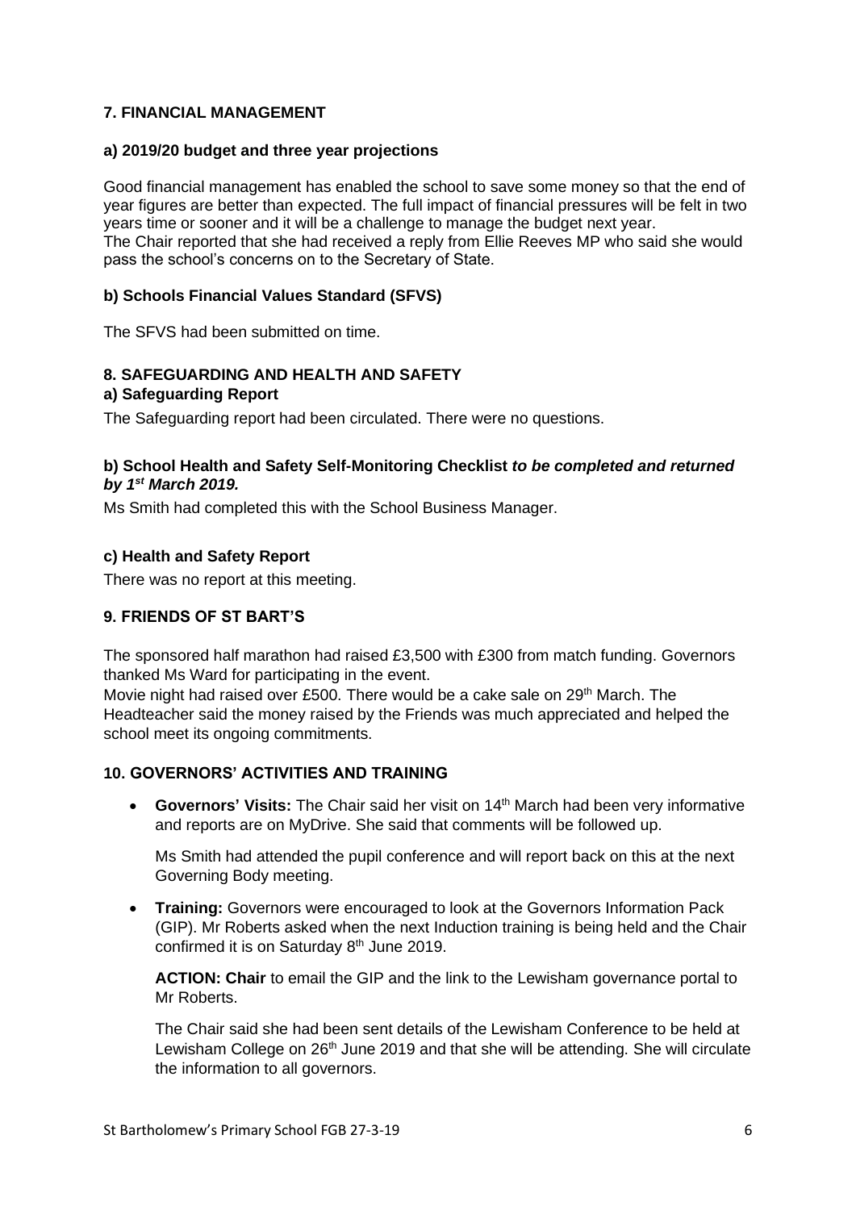## 7. FINANCIAL MANAGEMENT

### a) 2019/20 budget and three year projections

Good financial management has enabled the school to save some money so that the end of year figures are better than expected. The full impact of financial pressures will be felt in two years time or sooner and it will be a challenge to manage the budget next year.
The Chair reported that she had received a reply from Ellie Reeves MP who said she would pass the school's concerns on to the Secretary of State.

### b) Schools Financial Values Standard (SFVS)

The SFVS had been submitted on time.

## 8. SAFEGUARDING AND HEALTH AND SAFETY

### a) Safeguarding Report

The Safeguarding report had been circulated. There were no questions.

### b) School Health and Safety Self-Monitoring Checklist *to be completed and returned by 1st March 2019.*

Ms Smith had completed this with the School Business Manager.

### c) Health and Safety Report

There was no report at this meeting.

## 9. FRIENDS OF ST BART'S

The sponsored half marathon had raised £3,500 with £300 from match funding. Governors thanked Ms Ward for participating in the event.
Movie night had raised over £500. There would be a cake sale on 29th March. The Headteacher said the money raised by the Friends was much appreciated and helped the school meet its ongoing commitments.

## 10. GOVERNORS' ACTIVITIES AND TRAINING

- **Governors' Visits:** The Chair said her visit on 14th March had been very informative and reports are on MyDrive. She said that comments will be followed up.

  Ms Smith had attended the pupil conference and will report back on this at the next Governing Body meeting.

- **Training:** Governors were encouraged to look at the Governors Information Pack (GIP). Mr Roberts asked when the next Induction training is being held and the Chair confirmed it is on Saturday 8th June 2019.

  **ACTION: Chair** to email the GIP and the link to the Lewisham governance portal to Mr Roberts.

  The Chair said she had been sent details of the Lewisham Conference to be held at Lewisham College on 26th June 2019 and that she will be attending. She will circulate the information to all governors.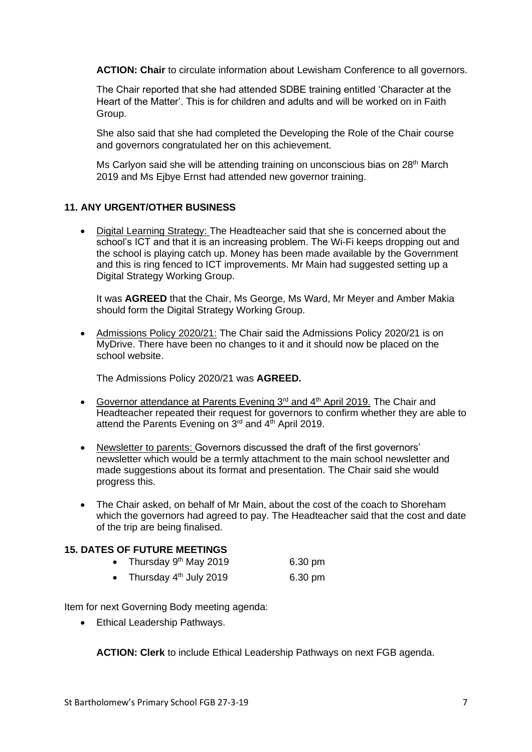**ACTION: Chair** to circulate information about Lewisham Conference to all governors.

The Chair reported that she had attended SDBE training entitled 'Character at the Heart of the Matter'. This is for children and adults and will be worked on in Faith Group.

She also said that she had completed the Developing the Role of the Chair course and governors congratulated her on this achievement.

Ms Carlyon said she will be attending training on unconscious bias on 28th March 2019 and Ms Ejbye Ernst had attended new governor training.

## 11. ANY URGENT/OTHER BUSINESS

- Digital Learning Strategy: The Headteacher said that she is concerned about the school's ICT and that it is an increasing problem. The Wi-Fi keeps dropping out and the school is playing catch up. Money has been made available by the Government and this is ring fenced to ICT improvements. Mr Main had suggested setting up a Digital Strategy Working Group.

  It was **AGREED** that the Chair, Ms George, Ms Ward, Mr Meyer and Amber Makia should form the Digital Strategy Working Group.

- Admissions Policy 2020/21: The Chair said the Admissions Policy 2020/21 is on MyDrive. There have been no changes to it and it should now be placed on the school website.

  The Admissions Policy 2020/21 was **AGREED.**

- Governor attendance at Parents Evening 3rd and 4th April 2019. The Chair and Headteacher repeated their request for governors to confirm whether they are able to attend the Parents Evening on 3rd and 4th April 2019.

- Newsletter to parents: Governors discussed the draft of the first governors' newsletter which would be a termly attachment to the main school newsletter and made suggestions about its format and presentation. The Chair said she would progress this.

- The Chair asked, on behalf of Mr Main, about the cost of the coach to Shoreham which the governors had agreed to pay. The Headteacher said that the cost and date of the trip are being finalised.

## 15. DATES OF FUTURE MEETINGS

- Thursday 9th May 2019 6.30 pm
- Thursday 4th July 2019 6.30 pm

Item for next Governing Body meeting agenda:

- Ethical Leadership Pathways.

**ACTION: Clerk** to include Ethical Leadership Pathways on next FGB agenda.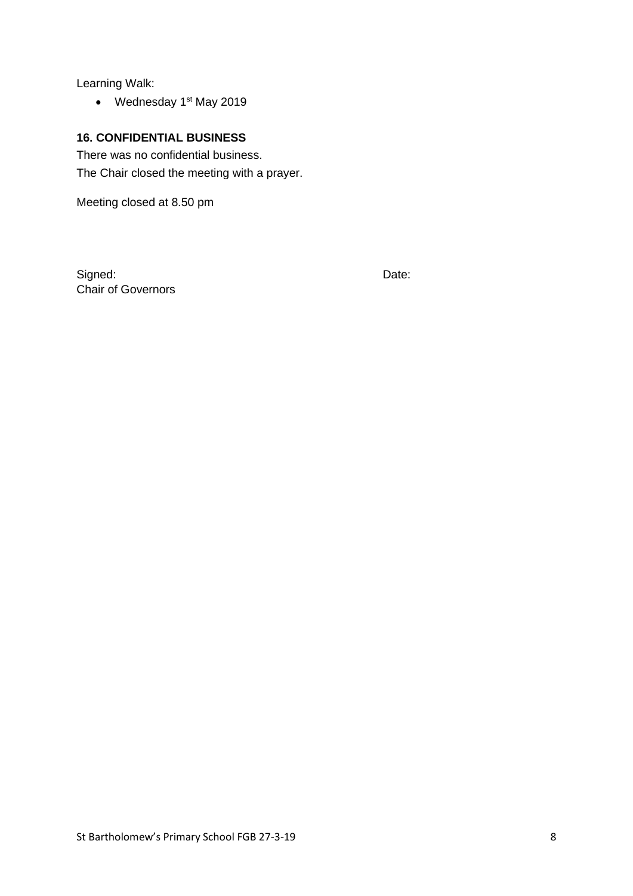Learning Walk:

- Wednesday 1st May 2019

**16. CONFIDENTIAL BUSINESS**

There was no confidential business.

The Chair closed the meeting with a prayer.

Meeting closed at 8.50 pm

Signed: Date:
Chair of Governors